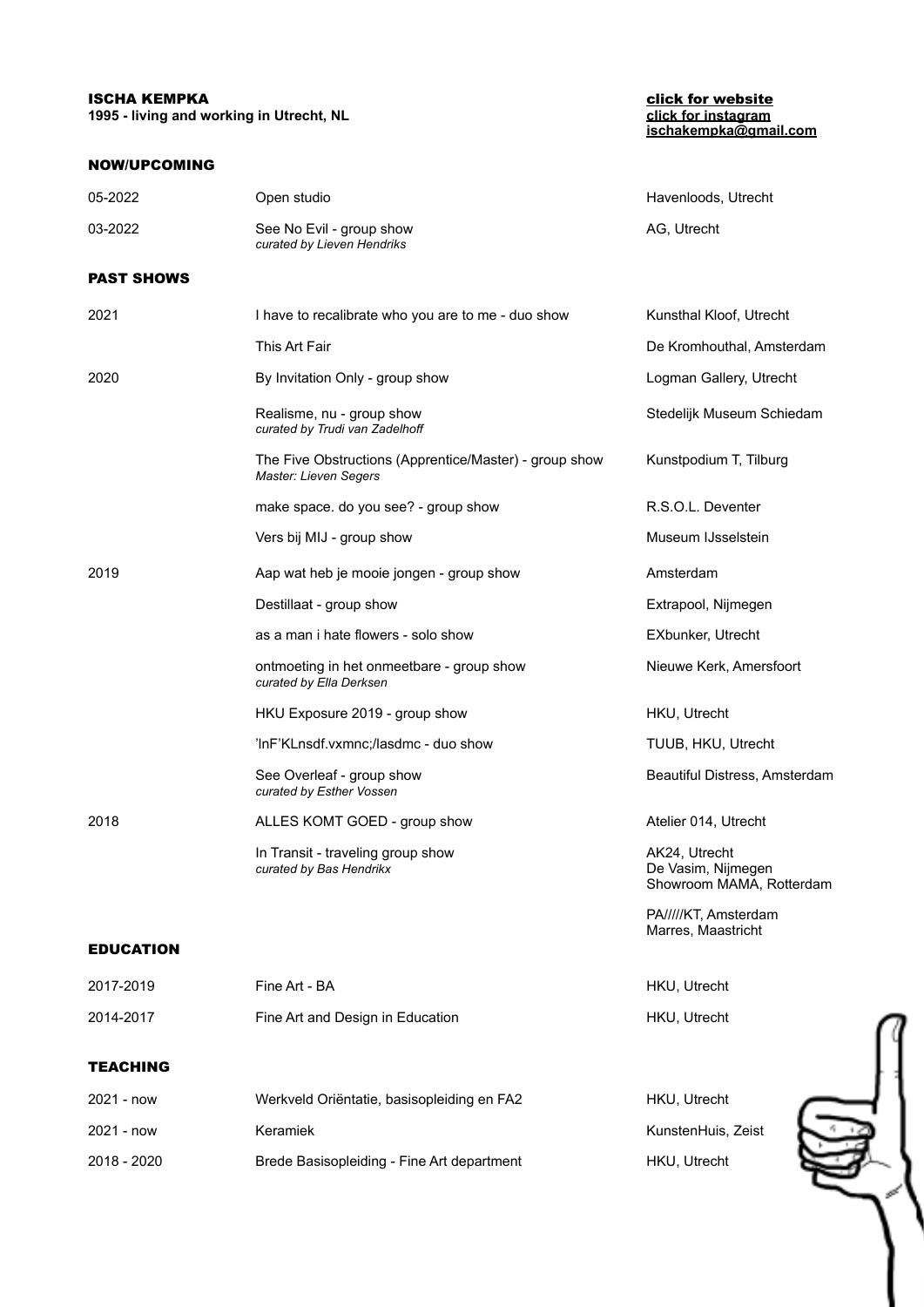**ISCHA KEMPKA**
**1995 - living and working in Utrecht, NL**

**click for website**
**click for instagram**
**ischakempka@gmail.com**

## NOW/UPCOMING

| | | |
|---|---|---|
| 05-2022 | Open studio | Havenloods, Utrecht |
| 03-2022 | See No Evil - group show<br>*curated by Lieven Hendriks* | AG, Utrecht |

## PAST SHOWS

| | | |
|---|---|---|
| 2021 | I have to recalibrate who you are to me - duo show | Kunsthal Kloof, Utrecht |
| | This Art Fair | De Kromhouthal, Amsterdam |
| 2020 | By Invitation Only - group show | Logman Gallery, Utrecht |
| | Realisme, nu - group show<br>*curated by Trudi van Zadelhoff* | Stedelijk Museum Schiedam |
| | The Five Obstructions (Apprentice/Master) - group show<br>*Master: Lieven Segers* | Kunstpodium T, Tilburg |
| | make space. do you see? - group show | R.S.O.L. Deventer |
| | Vers bij MIJ - group show | Museum IJsselstein |
| 2019 | Aap wat heb je mooie jongen - group show | Amsterdam |
| | Destillaat - group show | Extrapool, Nijmegen |
| | as a man i hate flowers - solo show | EXbunker, Utrecht |
| | ontmoeting in het onmeetbare - group show<br>*curated by Ella Derksen* | Nieuwe Kerk, Amersfoort |
| | HKU Exposure 2019 - group show | HKU, Utrecht |
| | 'lnF'KLnsdf.vxmnc;/lasdmc - duo show | TUUB, HKU, Utrecht |
| | See Overleaf - group show<br>*curated by Esther Vossen* | Beautiful Distress, Amsterdam |
| 2018 | ALLES KOMT GOED - group show | Atelier 014, Utrecht |
| | In Transit - traveling group show<br>*curated by Bas Hendrikx* | AK24, Utrecht<br>De Vasim, Nijmegen<br>Showroom MAMA, Rotterdam<br>PA/////KT, Amsterdam<br>Marres, Maastricht |

## EDUCATION

| | | |
|---|---|---|
| 2017-2019 | Fine Art - BA | HKU, Utrecht |
| 2014-2017 | Fine Art and Design in Education | HKU, Utrecht |

## TEACHING

| | | |
|---|---|---|
| 2021 - now | Werkveld Oriëntatie, basisopleiding en FA2 | HKU, Utrecht |
| 2021 - now | Keramiek | KunstenHuis, Zeist |
| 2018 - 2020 | Brede Basisopleiding - Fine Art department | HKU, Utrecht |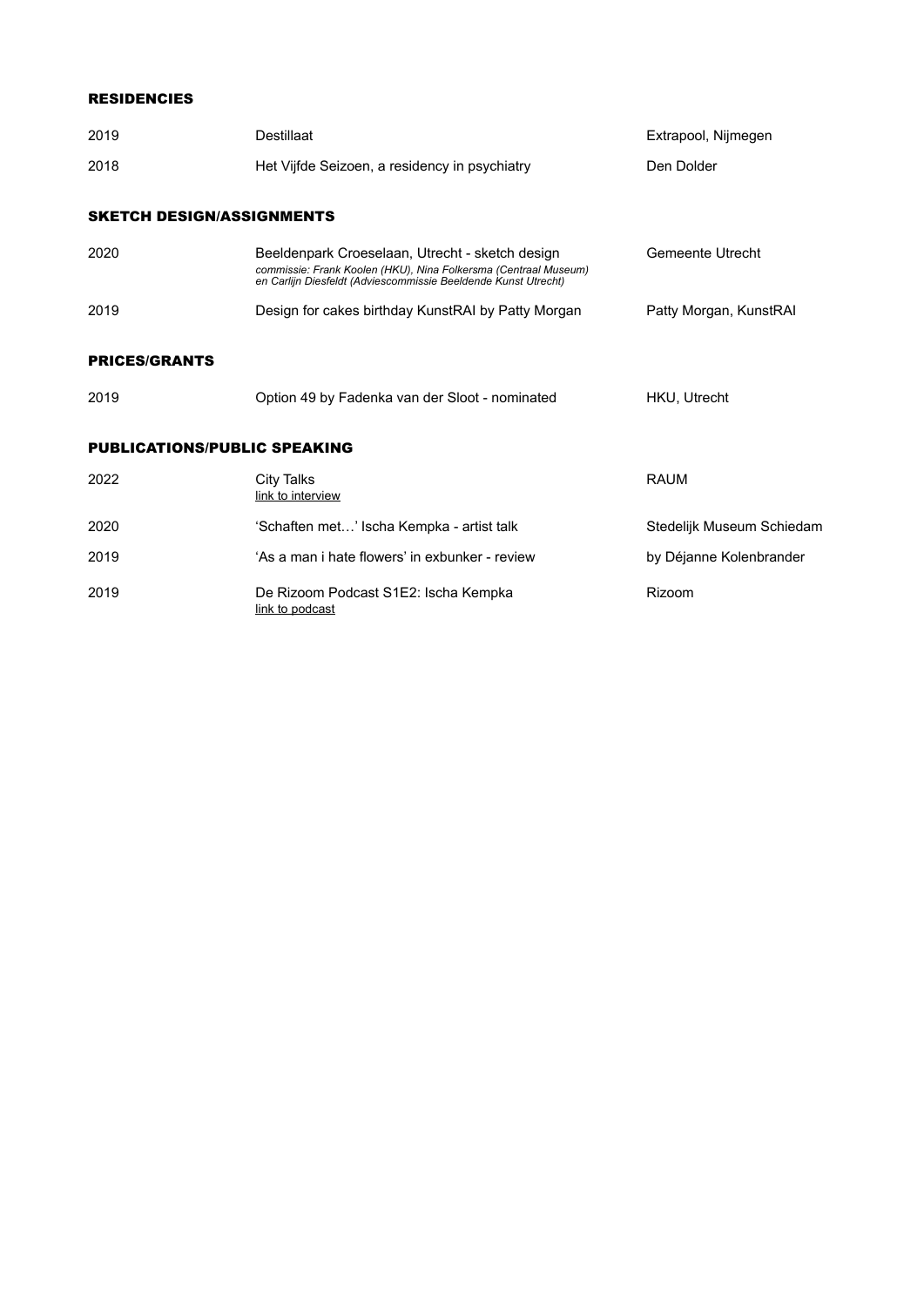## RESIDENCIES

| | | |
|---|---|---|
| 2019 | Destillaat | Extrapool, Nijmegen |
| 2018 | Het Vijfde Seizoen, a residency in psychiatry | Den Dolder |

## SKETCH DESIGN/ASSIGNMENTS

| | | |
|---|---|---|
| 2020 | Beeldenpark Croeselaan, Utrecht - sketch design<br>*commissie: Frank Koolen (HKU), Nina Folkersma (Centraal Museum) en Carlijn Diesfeldt (Adviescommissie Beeldende Kunst Utrecht)* | Gemeente Utrecht |
| 2019 | Design for cakes birthday KunstRAI by Patty Morgan | Patty Morgan, KunstRAI |

## PRICES/GRANTS

| | | |
|---|---|---|
| 2019 | Option 49 by Fadenka van der Sloot - nominated | HKU, Utrecht |

## PUBLICATIONS/PUBLIC SPEAKING

| | | |
|---|---|---|
| 2022 | City Talks<br>link to interview | RAUM |
| 2020 | 'Schaften met…' Ischa Kempka - artist talk | Stedelijk Museum Schiedam |
| 2019 | 'As a man i hate flowers' in exbunker - review | by Déjanne Kolenbrander |
| 2019 | De Rizoom Podcast S1E2: Ischa Kempka<br>link to podcast | Rizoom |